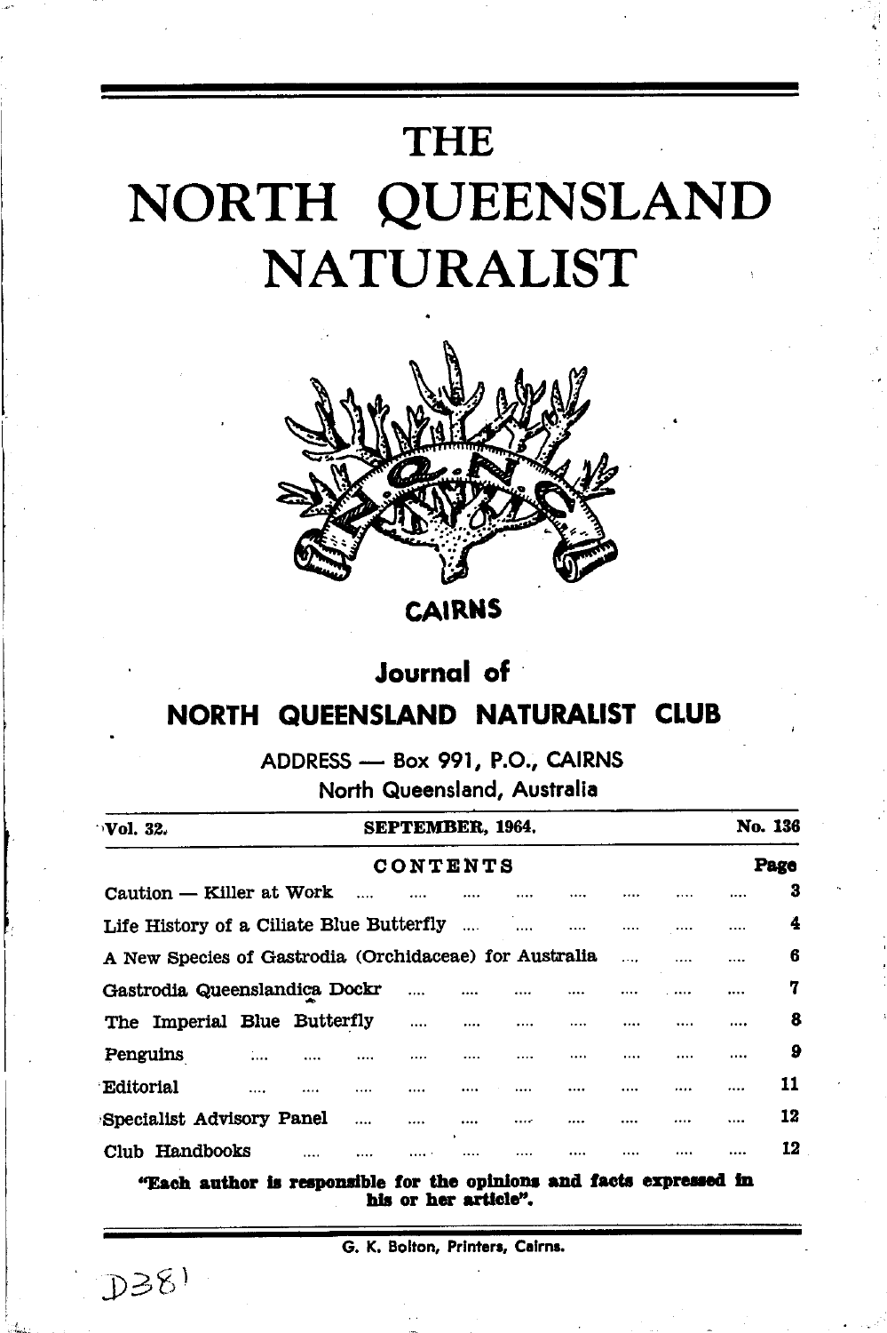# THE NORTH QUEENSLAND NATURALIST

CAIRNS

## Journal of NORTH QUEENSLAND NATURALIST CLUB

ADDRESS — Box 991, P.O., CAIRNS
North Queensland, Australia

Vol. 32. SEPTEMBER, 1964. No. 136

| CONTENTS | Page |
|---|---|
| Caution — Killer at Work | 3 |
| Life History of a Ciliate Blue Butterfly | 4 |
| A New Species of Gastrodia (Orchidaceae) for Australia | 6 |
| Gastrodia Queenslandica Dockr | 7 |
| The Imperial Blue Butterfly | 8 |
| Penguins | 9 |
| Editorial | 11 |
| Specialist Advisory Panel | 12 |
| Club Handbooks | 12 |

**"Each author is responsible for the opinions and facts expressed in his or her article".**

G. K. Bolton, Printers, Cairns.

D381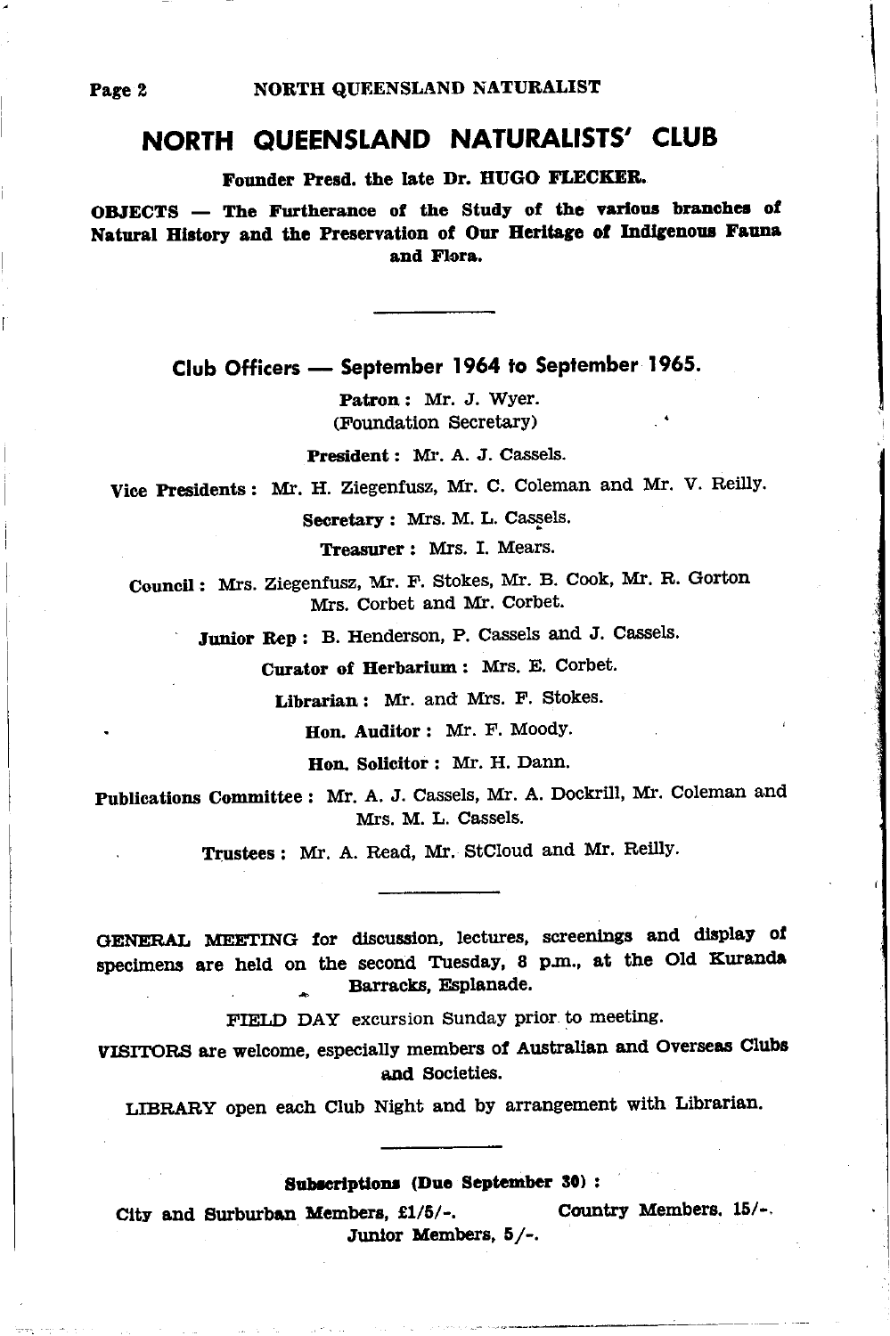# NORTH QUEENSLAND NATURALISTS' CLUB

**Founder Presd. the late Dr. HUGO FLECKER.**

**OBJECTS — The Furtherance of the Study of the various branches of Natural History and the Preservation of Our Heritage of Indigenous Fauna and Flora.**

---

## Club Officers — September 1964 to September 1965.

**Patron:** Mr. J. Wyer.
(Foundation Secretary)

**President:** Mr. A. J. Cassels.

**Vice Presidents:** Mr. H. Ziegenfusz, Mr. C. Coleman and Mr. V. Reilly.

**Secretary:** Mrs. M. L. Cassels.

**Treasurer:** Mrs. I. Mears.

**Council:** Mrs. Ziegenfusz, Mr. F. Stokes, Mr. B. Cook, Mr. R. Gorton Mrs. Corbet and Mr. Corbet.

**Junior Rep:** B. Henderson, P. Cassels and J. Cassels.

**Curator of Herbarium:** Mrs. E. Corbet.

**Librarian:** Mr. and Mrs. F. Stokes.

**Hon. Auditor:** Mr. F. Moody.

**Hon. Solicitor:** Mr. H. Dann.

**Publications Committee:** Mr. A. J. Cassels, Mr. A. Dockrill, Mr. Coleman and Mrs. M. L. Cassels.

**Trustees:** Mr. A. Read, Mr. StCloud and Mr. Reilly.

---

GENERAL MEETING for discussion, lectures, screenings and display of specimens are held on the second Tuesday, 8 p.m., at the Old Kuranda Barracks, Esplanade.

FIELD DAY excursion Sunday prior to meeting.

VISITORS are welcome, especially members of Australian and Overseas Clubs and Societies.

LIBRARY open each Club Night and by arrangement with Librarian.

---

**Subscriptions (Due September 30):**

City and Surburban Members, £1/5/-. Country Members, 15/-.
Junior Members, 5/-.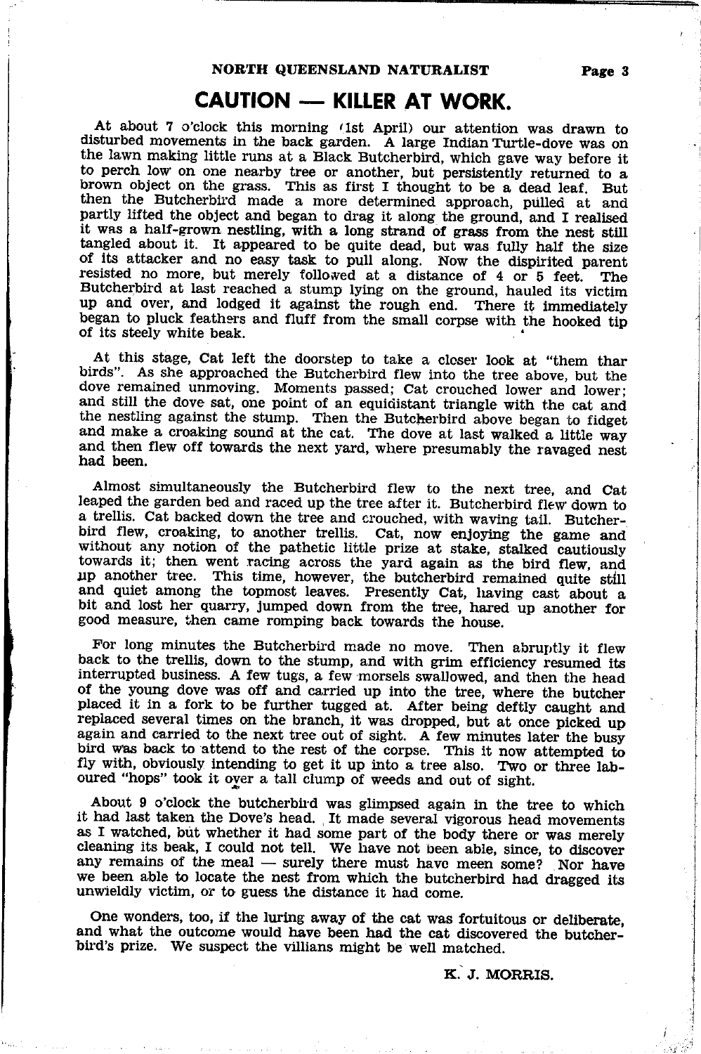# CAUTION — KILLER AT WORK.

At about 7 o'clock this morning (1st April) our attention was drawn to disturbed movements in the back garden. A large Indian Turtle-dove was on the lawn making little runs at a Black Butcherbird, which gave way before it to perch low on one nearby tree or another, but persistently returned to a brown object on the grass. This as first I thought to be a dead leaf. But then the Butcherbird made a more determined approach, pulled at and partly lifted the object and began to drag it along the ground, and I realised it was a half-grown nestling, with a long strand of grass from the nest still tangled about it. It appeared to be quite dead, but was fully half the size of its attacker and no easy task to pull along. Now the dispirited parent resisted no more, but merely followed at a distance of 4 or 5 feet. The Butcherbird at last reached a stump lying on the ground, hauled its victim up and over, and lodged it against the rough end. There it immediately began to pluck feathers and fluff from the small corpse with the hooked tip of its steely white beak.

At this stage, Cat left the doorstep to take a closer look at "them thar birds". As she approached the Butcherbird flew into the tree above, but the dove remained unmoving. Moments passed; Cat crouched lower and lower; and still the dove sat, one point of an equidistant triangle with the cat and the nestling against the stump. Then the Butcherbird above began to fidget and make a croaking sound at the cat. The dove at last walked a little way and then flew off towards the next yard, where presumably the ravaged nest had been.

Almost simultaneously the Butcherbird flew to the next tree, and Cat leaped the garden bed and raced up the tree after it. Butcherbird flew down to a trellis. Cat backed down the tree and crouched, with waving tail. Butcherbird flew, croaking, to another trellis. Cat, now enjoying the game and without any notion of the pathetic little prize at stake, stalked cautiously towards it; then went racing across the yard again as the bird flew, and up another tree. This time, however, the butcherbird remained quite still and quiet among the topmost leaves. Presently Cat, having cast about a bit and lost her quarry, jumped down from the tree, hared up another for good measure, then came romping back towards the house.

For long minutes the Butcherbird made no move. Then abruptly it flew back to the trellis, down to the stump, and with grim efficiency resumed its interrupted business. A few tugs, a few morsels swallowed, and then the head of the young dove was off and carried up into the tree, where the butcher placed it in a fork to be further tugged at. After being deftly caught and replaced several times on the branch, it was dropped, but at once picked up again and carried to the next tree out of sight. A few minutes later the busy bird was back to attend to the rest of the corpse. This it now attempted to fly with, obviously intending to get it up into a tree also. Two or three laboured "hops" took it over a tall clump of weeds and out of sight.

About 9 o'clock the butcherbird was glimpsed again in the tree to which it had last taken the Dove's head. It made several vigorous head movements as I watched, but whether it had some part of the body there or was merely cleaning its beak, I could not tell. We have not been able, since, to discover any remains of the meal — surely there must have meen some? Nor have we been able to locate the nest from which the butcherbird had dragged its unwieldly victim, or to guess the distance it had come.

One wonders, too, if the luring away of the cat was fortuitous or deliberate, and what the outcome would have been had the cat discovered the butcherbird's prize. We suspect the villians might be well matched.

K. J. MORRIS.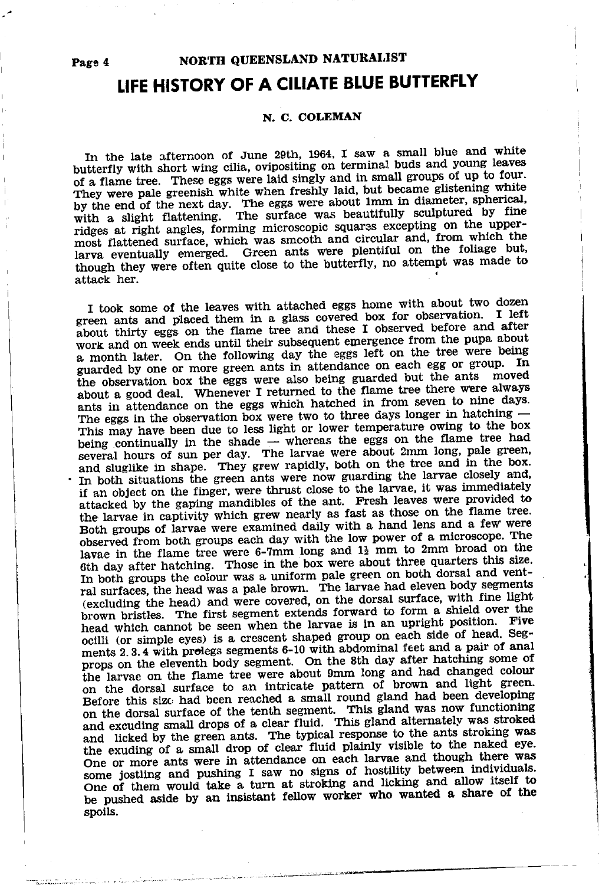# LIFE HISTORY OF A CILIATE BLUE BUTTERFLY

**N. C. COLEMAN**

In the late afternoon of June 29th, 1964, I saw a small blue and white butterfly with short wing cilia, ovipositing on terminal buds and young leaves of a flame tree. These eggs were laid singly and in small groups of up to four. They were pale greenish white when freshly laid, but became glistening white by the end of the next day. The eggs were about 1mm in diameter, spherical, with a slight flattening. The surface was beautifully sculptured by fine ridges at right angles, forming microscopic squares excepting on the uppermost flattened surface, which was smooth and circular and, from which the larva eventually emerged. Green ants were plentiful on the foliage but, though they were often quite close to the butterfly, no attempt was made to attack her.

I took some of the leaves with attached eggs home with about two dozen green ants and placed them in a glass covered box for observation. I left about thirty eggs on the flame tree and these I observed before and after work and on week ends until their subsequent emergence from the pupa about a month later. On the following day the eggs left on the tree were being guarded by one or more green ants in attendance on each egg or group. In the observation box the eggs were also being guarded but the ants moved about a good deal. Whenever I returned to the flame tree there were always ants in attendance on the eggs which hatched in from seven to nine days. The eggs in the observation box were two to three days longer in hatching — This may have been due to less light or lower temperature owing to the box being continually in the shade — whereas the eggs on the flame tree had several hours of sun per day. The larvae were about 2mm long, pale green, and sluglike in shape. They grew rapidly, both on the tree and in the box. In both situations the green ants were now guarding the larvae closely and, if an object on the finger, were thrust close to the larvae, it was immediately attacked by the gaping mandibles of the ant. Fresh leaves were provided to the larvae in captivity which grew nearly as fast as those on the flame tree. Both groups of larvae were examined daily with a hand lens and a few were observed from both groups each day with the low power of a microscope. The lavae in the flame tree were 6-7mm long and 1½ mm to 2mm broad on the 6th day after hatching. Those in the box were about three quarters this size. In both groups the colour was a uniform pale green on both dorsal and ventral surfaces, the head was a pale brown. The larvae had eleven body segments (excluding the head) and were covered, on the dorsal surface, with fine light brown bristles. The first segment extends forward to form a shield over the head which cannot be seen when the larvae is in an upright position. Five ocilli (or simple eyes) is a crescent shaped group on each side of head. Segments 2. 3. 4 with prolegs segments 6-10 with abdominal feet and a pair of anal props on the eleventh body segment. On the 8th day after hatching some of the larvae on the flame tree were about 9mm long and had changed colour on the dorsal surface to an intricate pattern of brown and light green. Before this size had been reached a small round gland had been developing on the dorsal surface of the tenth segment. This gland was now functioning and excuding small drops of a clear fluid. This gland alternately was stroked and licked by the green ants. The typical response to the ants stroking was the exuding of a small drop of clear fluid plainly visible to the naked eye. One or more ants were in attendance on each larvae and though there was some jostling and pushing I saw no signs of hostility between individuals. One of them would take a turn at stroking and licking and allow itself to be pushed aside by an insistant fellow worker who wanted a share of the spoils.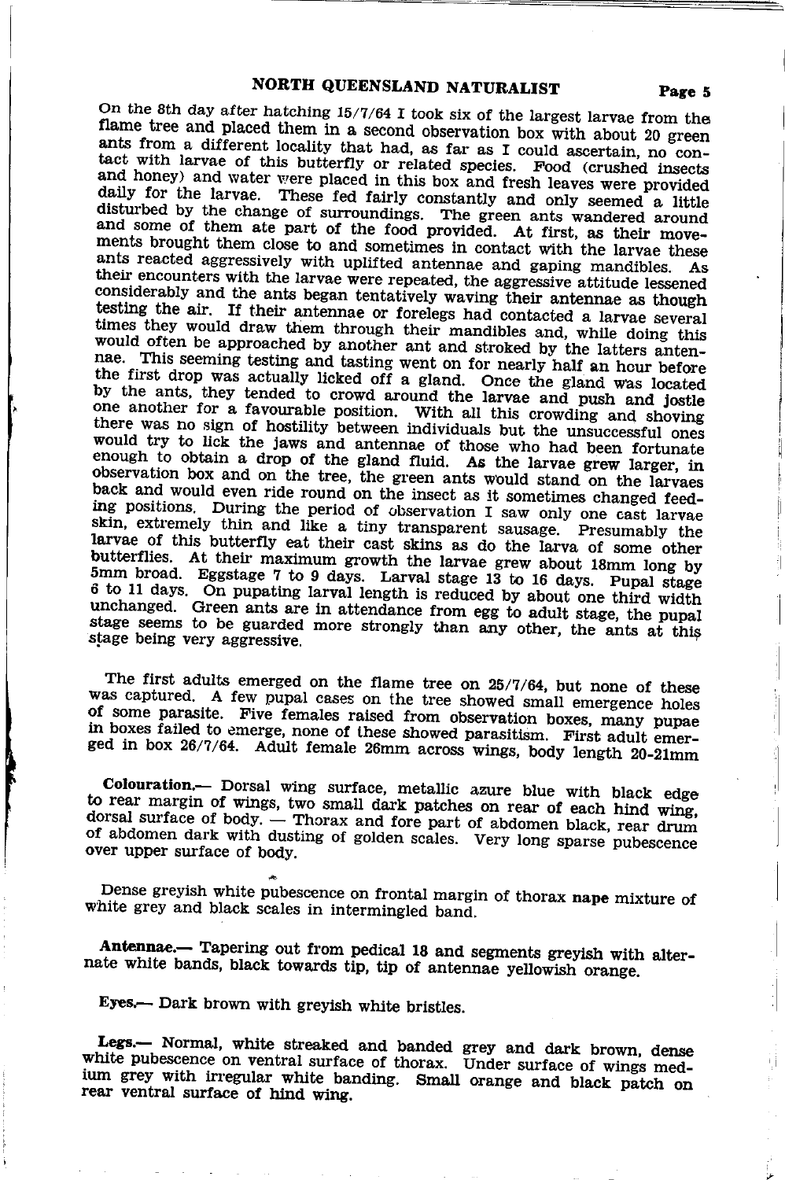On the 8th day after hatching 15/7/64 I took six of the largest larvae from the flame tree and placed them in a second observation box with about 20 green ants from a different locality that had, as far as I could ascertain, no contact with larvae of this butterfly or related species. Food (crushed insects and honey) and water were placed in this box and fresh leaves were provided daily for the larvae. These fed fairly constantly and only seemed a little disturbed by the change of surroundings. The green ants wandered around and some of them ate part of the food provided. At first, as their movements brought them close to and sometimes in contact with the larvae these ants reacted aggressively with uplifted antennae and gaping mandibles. As their encounters with the larvae were repeated, the aggressive attitude lessened considerably and the ants began tentatively waving their antennae as though testing the air. If their antennae or forelegs had contacted a larvae several times they would draw them through their mandibles and, while doing this would often be approached by another ant and stroked by the latters antennae. This seeming testing and tasting went on for nearly half an hour before the first drop was actually licked off a gland. Once the gland was located by the ants, they tended to crowd around the larvae and push and jostle one another for a favourable position. With all this crowding and shoving there was no sign of hostility between individuals but the unsuccessful ones would try to lick the jaws and antennae of those who had been fortunate enough to obtain a drop of the gland fluid. As the larvae grew larger, in observation box and on the tree, the green ants would stand on the larvaes back and would even ride round on the insect as it sometimes changed feeding positions. During the period of observation I saw only one cast larvae skin, extremely thin and like a tiny transparent sausage. Presumably the larvae of this butterfly eat their cast skins as do the larva of some other butterflies. At their maximum growth the larvae grew about 18mm long by 5mm broad. Eggstage 7 to 9 days. Larval stage 13 to 16 days. Pupal stage 6 to 11 days. On pupating larval length is reduced by about one third width unchanged. Green ants are in attendance from egg to adult stage, the pupal stage seems to be guarded more strongly than any other, the ants at this stage being very aggressive.

The first adults emerged on the flame tree on 25/7/64, but none of these was captured. A few pupal cases on the tree showed small emergence holes of some parasite. Five females raised from observation boxes, many pupae in boxes failed to emerge, none of these showed parasitism. First adult emerged in box 26/7/64. Adult female 26mm across wings, body length 20-21mm

**Colouration.**— Dorsal wing surface, metallic azure blue with black edge to rear margin of wings, two small dark patches on rear of each hind wing, dorsal surface of body. — Thorax and fore part of abdomen black, rear drum of abdomen dark with dusting of golden scales. Very long sparse pubescence over upper surface of body.

Dense greyish white pubescence on frontal margin of thorax **nape** mixture of white grey and black scales in intermingled band.

**Antennae.**— Tapering out from pedical 18 and segments greyish with alternate white bands, black towards tip, tip of antennae yellowish orange.

**Eyes.**— Dark brown with greyish white bristles.

**Legs.**— Normal, white streaked and banded grey and dark brown, dense white pubescence on ventral surface of thorax. Under surface of wings medium grey with irregular white banding. Small orange and black patch on rear ventral surface of hind wing.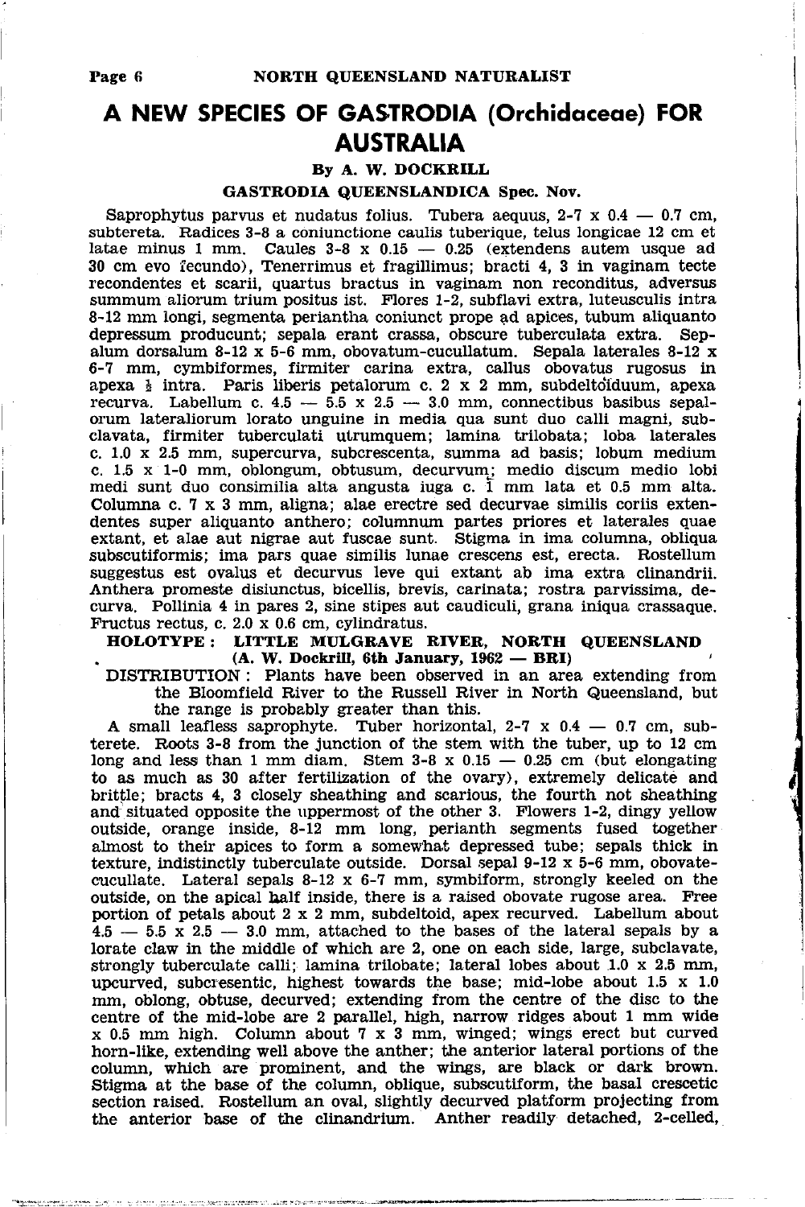# A NEW SPECIES OF GASTRODIA (Orchidaceae) FOR AUSTRALIA

**By A. W. DOCKRILL**

**GASTRODIA QUEENSLANDICA Spec. Nov.**

Saprophytus parvus et nudatus folius. Tubera aequus, 2-7 x 0.4 — 0.7 cm, subtereta. Radices 3-8 a coniunctione caulis tuberique, telus longicae 12 cm et latae minus 1 mm. Caules 3-8 x 0.15 — 0.25 (extendens autem usque ad 30 cm evo fecundo), Tenerrimus et fragillimus; bracti 4, 3 in vaginam tecte recondentes et scarii, quartus bractus in vaginam non reconditus, adversus summum aliorum trium positus ist. Flores 1-2, subflavi extra, luteusculis intra 8-12 mm longi, segmenta periantha coniunct prope ad apices, tubum aliquanto depressum producunt; sepala erant crassa, obscure tuberculata extra. Sepalum dorsalum 8-12 x 5-6 mm, obovatum-cucullatum. Sepala laterales 8-12 x 6-7 mm, cymbiformes, firmiter carina extra, callus obovatus rugosus in apexa ½ intra. Paris liberis petalorum c. 2 x 2 mm, subdeltoïduum, apexa recurva. Labellum c. 4.5 — 5.5 x 2.5 — 3.0 mm, connectibus basibus sepalorum lateraliorum lorato unguine in media qua sunt duo calli magni, subclavata, firmiter tuberculati utrumquem; lamina trilobata; loba laterales c. 1.0 x 2.5 mm, supercurva, subcrescenta, summa ad basis; lobum medium c. 1.5 x 1-0 mm, oblongum, obtusum, decurvum; medio discum medio lobi medi sunt duo consimilia alta angusta iuga c. 1 mm lata et 0.5 mm alta. Columna c. 7 x 3 mm, aligna; alae erectre sed decurvae similis coriis extendentes super aliquanto anthero; columnum partes priores et laterales quae extant, et alae aut nigrae aut fuscae sunt. Stigma in ima columna, obliqua subscutiformis; ima pars quae similis lunae crescens est, erecta. Rostellum suggestus est ovalus et decurvus leve qui extant ab ima extra clinandrii. Anthera promeste disiunctus, bicellis, brevis, carinata; rostra parvissima, decurva. Pollinia 4 in pares 2, sine stipes aut caudiculi, grana iniqua crassaque. Fructus rectus, c. 2.0 x 0.6 cm, cylindratus.

**HOLOTYPE: LITTLE MULGRAVE RIVER, NORTH QUEENSLAND (A. W. Dockrill, 6th January, 1962 — BRI)**

DISTRIBUTION: Plants have been observed in an area extending from the Bloomfield River to the Russell River in North Queensland, but the range is probably greater than this.

A small leafless saprophyte. Tuber horizontal, 2-7 x 0.4 — 0.7 cm, subterete. Roots 3-8 from the junction of the stem with the tuber, up to 12 cm long and less than 1 mm diam. Stem 3-8 x 0.15 — 0.25 cm (but elongating to as much as 30 after fertilization of the ovary), extremely delicate and brittle; bracts 4, 3 closely sheathing and scarious, the fourth not sheathing and situated opposite the uppermost of the other 3. Flowers 1-2, dingy yellow outside, orange inside, 8-12 mm long, perianth segments fused together almost to their apices to form a somewhat depressed tube; sepals thick in texture, indistinctly tuberculate outside. Dorsal sepal 9-12 x 5-6 mm, obovate-cucullate. Lateral sepals 8-12 x 6-7 mm, symbiform, strongly keeled on the outside, on the apical half inside, there is a raised obovate rugose area. Free portion of petals about 2 x 2 mm, subdeltoid, apex recurved. Labellum about 4.5 — 5.5 x 2.5 — 3.0 mm, attached to the bases of the lateral sepals by a lorate claw in the middle of which are 2, one on each side, large, subclavate, strongly tuberculate calli; lamina trilobate; lateral lobes about 1.0 x 2.5 mm, upcurved, subcresentic, highest towards the base; mid-lobe about 1.5 x 1.0 mm, oblong, obtuse, decurved; extending from the centre of the disc to the centre of the mid-lobe are 2 parallel, high, narrow ridges about 1 mm wide x 0.5 mm high. Column about 7 x 3 mm, winged; wings erect but curved horn-like, extending well above the anther; the anterior lateral portions of the column, which are prominent, and the wings, are black or dark brown. Stigma at the base of the column, oblique, subscutiform, the basal crescetic section raised. Rostellum an oval, slightly decurved platform projecting from the anterior base of the clinandrium. Anther readily detached, 2-celled,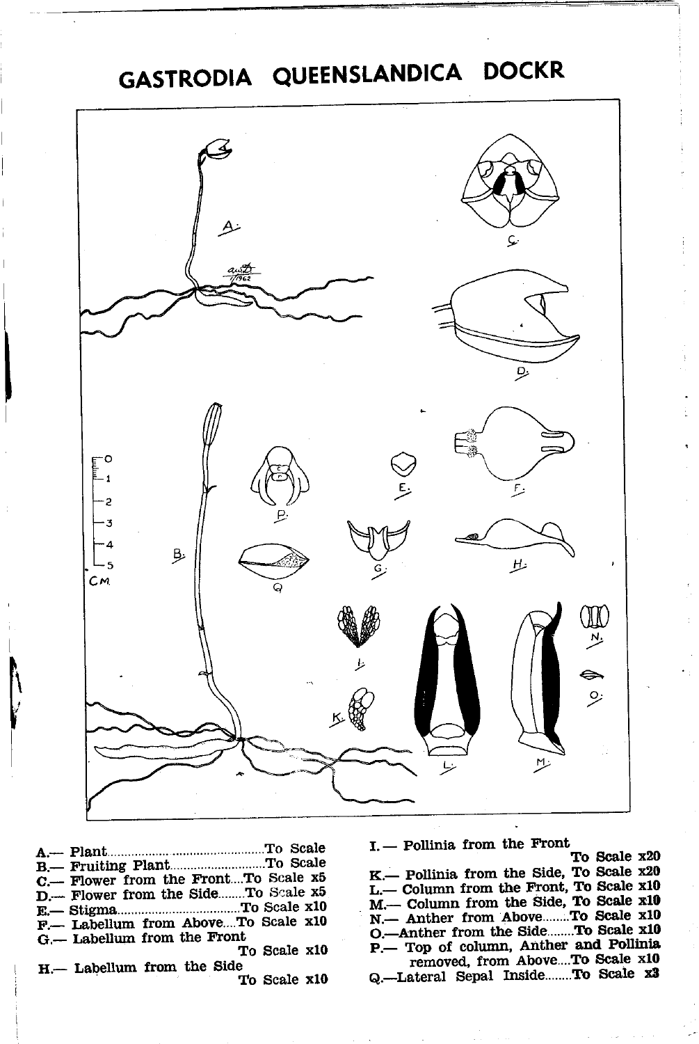# GASTRODIA QUEENSLANDICA DOCKR

A.— Plant....................................To Scale
B.— Fruiting Plant............................To Scale
C.— Flower from the Front....To Scale x5
D.— Flower from the Side........To Scale x5
E.— Stigma....................................To Scale x10
F.— Labellum from Above....To Scale x10
G.— Labellum from the Front
To Scale x10
H.— Labellum from the Side
To Scale x10

I.— Pollinia from the Front
To Scale x20
K.— Pollinia from the Side, To Scale x20
L.— Column from the Front, To Scale x10
M.— Column from the Side, To Scale x10
N.— Anther from Above........To Scale x10
O.—Anther from the Side........To Scale x10
P.— Top of column, Anther and Pollinia removed, from Above....To Scale x10
Q.—Lateral Sepal Inside........To Scale x3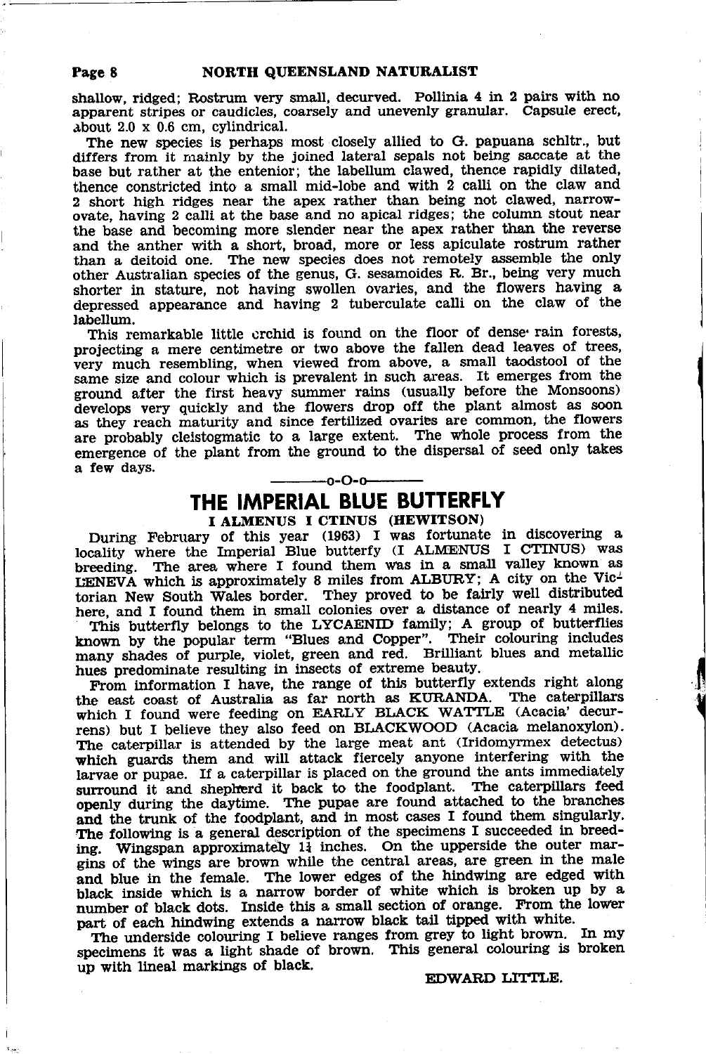shallow, ridged; Rostrum very small, decurved. Pollinia 4 in 2 pairs with no apparent stripes or caudicles, coarsely and unevenly granular. Capsule erect, about 2.0 x 0.6 cm, cylindrical.

The new species is perhaps most closely allied to G. papuana schltr., but differs from it mainly by the joined lateral sepals not being saccate at the base but rather at the entenior; the labellum clawed, thence rapidly dilated, thence constricted into a small mid-lobe and with 2 calli on the claw and 2 short high ridges near the apex rather than being not clawed, narrow-ovate, having 2 calli at the base and no apical ridges; the column stout near the base and becoming more slender near the apex rather than the reverse and the anther with a short, broad, more or less apiculate rostrum rather than a deitoid one. The new species does not remotely assemble the only other Australian species of the genus, G. sesamoides R. Br., being very much shorter in stature, not having swollen ovaries, and the flowers having a depressed appearance and having 2 tuberculate calli on the claw of the labellum.

This remarkable little orchid is found on the floor of dense rain forests, projecting a mere centimetre or two above the fallen dead leaves of trees, very much resembling, when viewed from above, a small taodstool of the same size and colour which is prevalent in such areas. It emerges from the ground after the first heavy summer rains (usually before the Monsoons) develops very quickly and the flowers drop off the plant almost as soon as they reach maturity and since fertilized ovaries are common, the flowers are probably cleistogmatic to a large extent. The whole process from the emergence of the plant from the ground to the dispersal of seed only takes a few days.

-o-O-o-

# THE IMPERIAL BLUE BUTTERFLY

### I ALMENUS I CTINUS (HEWITSON)

During February of this year (1963) I was fortunate in discovering a locality where the Imperial Blue butterfy (I ALMENUS I CTINUS) was breeding. The area where I found them was in a small valley known as LENEVA which is approximately 8 miles from ALBURY; A city on the Victorian New South Wales border. They proved to be fairly well distributed here, and I found them in small colonies over a distance of nearly 4 miles.

This butterfly belongs to the LYCAENID family; A group of butterflies known by the popular term "Blues and Copper". Their colouring includes many shades of purple, violet, green and red. Brilliant blues and metallic hues predominate resulting in insects of extreme beauty.

From information I have, the range of this butterfly extends right along the east coast of Australia as far north as KURANDA. The caterpillars which I found were feeding on EARLY BLACK WATTLE (Acacia' decurrens) but I believe they also feed on BLACKWOOD (Acacia melanoxylon). The caterpillar is attended by the large meat ant (Iridomyrmex detectus) which guards them and will attack fiercely anyone interfering with the larvae or pupae. If a caterpillar is placed on the ground the ants immediately surround it and shepherd it back to the foodplant. The caterpillars feed openly during the daytime. The pupae are found attached to the branches and the trunk of the foodplant, and in most cases I found them singularly. The following is a general description of the specimens I succeeded in breeding. Wingspan approximately 1¼ inches. On the upperside the outer margins of the wings are brown while the central areas, are green in the male and blue in the female. The lower edges of the hindwing are edged with black inside which is a narrow border of white which is broken up by a number of black dots. Inside this a small section of orange. From the lower part of each hindwing extends a narrow black tail tipped with white.

The underside colouring I believe ranges from grey to light brown. In my specimens it was a light shade of brown. This general colouring is broken up with lineal markings of black.

EDWARD LITTLE.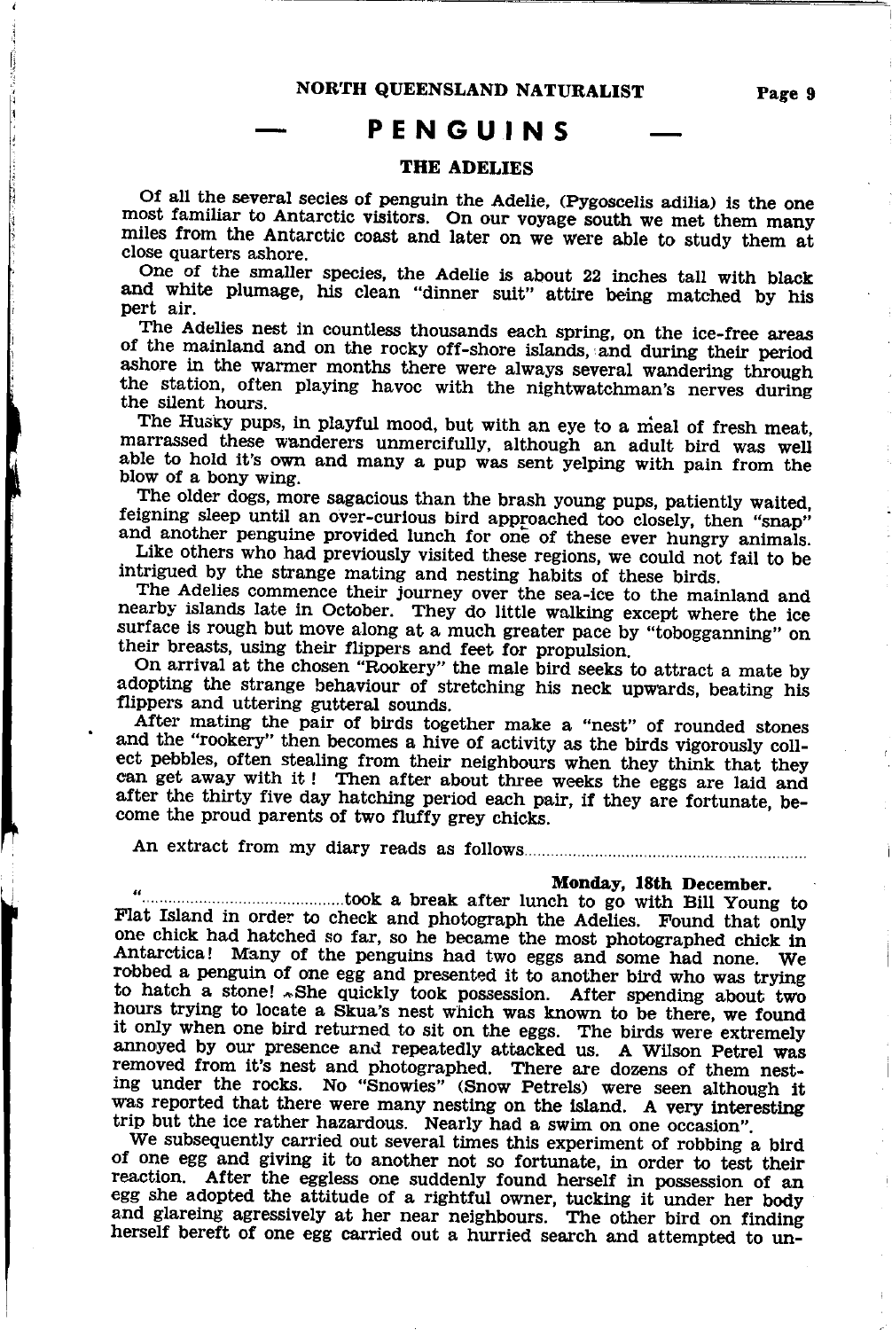# — PENGUINS —

## THE ADELIES

Of all the several secies of penguin the Adelie, (Pygoscelis adilia) is the one most familiar to Antarctic visitors. On our voyage south we met them many miles from the Antarctic coast and later on we were able to study them at close quarters ashore.

One of the smaller species, the Adelie is about 22 inches tall with black and white plumage, his clean "dinner suit" attire being matched by his pert air.

The Adelies nest in countless thousands each spring, on the ice-free areas of the mainland and on the rocky off-shore islands, and during their period ashore in the warmer months there were always several wandering through the station, often playing havoc with the nightwatchman's nerves during the silent hours.

The Husky pups, in playful mood, but with an eye to a meal of fresh meat, marrassed these wanderers unmercifully, although an adult bird was well able to hold it's own and many a pup was sent yelping with pain from the blow of a bony wing.

The older dogs, more sagacious than the brash young pups, patiently waited, feigning sleep until an over-curious bird approached too closely, then "snap" and another penguine provided lunch for one of these ever hungry animals.

Like others who had previously visited these regions, we could not fail to be intrigued by the strange mating and nesting habits of these birds.

The Adelies commence their journey over the sea-ice to the mainland and nearby islands late in October. They do little walking except where the ice surface is rough but move along at a much greater pace by "tobogganning" on their breasts, using their flippers and feet for propulsion.

On arrival at the chosen "Rookery" the male bird seeks to attract a mate by adopting the strange behaviour of stretching his neck upwards, beating his flippers and uttering gutteral sounds.

After mating the pair of birds together make a "nest" of rounded stones and the "rookery" then becomes a hive of activity as the birds vigorously collect pebbles, often stealing from their neighbours when they think that they can get away with it ! Then after about three weeks the eggs are laid and after the thirty five day hatching period each pair, if they are fortunate, become the proud parents of two fluffy grey chicks.

An extract from my diary reads as follows.............................................................

**Monday, 18th December.**

"..........................................took a break after lunch to go with Bill Young to Flat Island in order to check and photograph the Adelies. Found that only one chick had hatched so far, so he became the most photographed chick in Antarctica! Many of the penguins had two eggs and some had none. We robbed a penguin of one egg and presented it to another bird who was trying to hatch a stone! She quickly took possession. After spending about two hours trying to locate a Skua's nest which was known to be there, we found it only when one bird returned to sit on the eggs. The birds were extremely annoyed by our presence and repeatedly attacked us. A Wilson Petrel was removed from it's nest and photographed. There are dozens of them nesting under the rocks. No "Snowies" (Snow Petrels) were seen although it was reported that there were many nesting on the island. A very interesting trip but the ice rather hazardous. Nearly had a swim on one occasion".

We subsequently carried out several times this experiment of robbing a bird of one egg and giving it to another not so fortunate, in order to test their reaction. After the eggless one suddenly found herself in possession of an egg she adopted the attitude of a rightful owner, tucking it under her body and glareing agressively at her near neighbours. The other bird on finding herself bereft of one egg carried out a hurried search and attempted to un-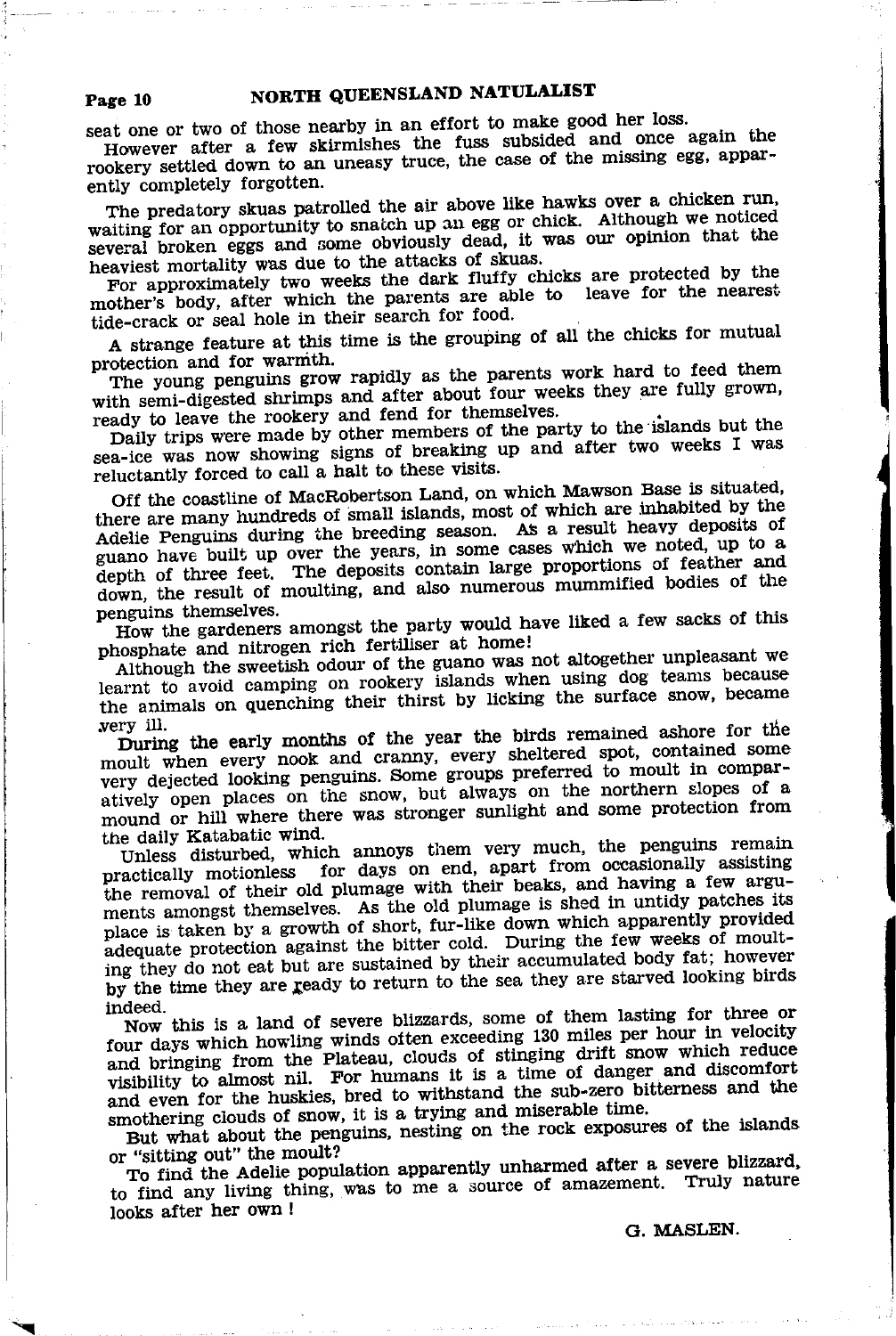seat one or two of those nearby in an effort to make good her loss.

However after a few skirmishes the fuss subsided and once again the rookery settled down to an uneasy truce, the case of the missing egg, apparently completely forgotten.

The predatory skuas patrolled the air above like hawks over a chicken run, waiting for an opportunity to snatch up an egg or chick. Although we noticed several broken eggs and some obviously dead, it was our opinion that the heaviest mortality was due to the attacks of skuas.

For approximately two weeks the dark fluffy chicks are protected by the mother's body, after which the parents are able to leave for the nearest tide-crack or seal hole in their search for food.

A strange feature at this time is the grouping of all the chicks for mutual protection and for warmth.

The young penguins grow rapidly as the parents work hard to feed them with semi-digested shrimps and after about four weeks they are fully grown, ready to leave the rookery and fend for themselves.

Daily trips were made by other members of the party to the islands but the sea-ice was now showing signs of breaking up and after two weeks I was reluctantly forced to call a halt to these visits.

Off the coastline of MacRobertson Land, on which Mawson Base is situated, there are many hundreds of small islands, most of which are inhabited by the Adelie Penguins during the breeding season. As a result heavy deposits of guano have built up over the years, in some cases which we noted, up to a depth of three feet. The deposits contain large proportions of feather and down, the result of moulting, and also numerous mummified bodies of the penguins themselves.

How the gardeners amongst the party would have liked a few sacks of this phosphate and nitrogen rich fertiliser at home!

Although the sweetish odour of the guano was not altogether unpleasant we learnt to avoid camping on rookery islands when using dog teams because the animals on quenching their thirst by licking the surface snow, became very ill.

During the early months of the year the birds remained ashore for the moult when every nook and cranny, every sheltered spot, contained some very dejected looking penguins. Some groups preferred to moult in comparatively open places on the snow, but always on the northern slopes of a mound or hill where there was stronger sunlight and some protection from the daily Katabatic wind.

Unless disturbed, which annoys them very much, the penguins remain practically motionless for days on end, apart from occasionally assisting the removal of their old plumage with their beaks, and having a few arguments amongst themselves. As the old plumage is shed in untidy patches its place is taken by a growth of short, fur-like down which apparently provided adequate protection against the bitter cold. During the few weeks of moulting they do not eat but are sustained by their accumulated body fat; however by the time they are ready to return to the sea they are starved looking birds indeed.

Now this is a land of severe blizzards, some of them lasting for three or four days which howling winds often exceeding 130 miles per hour in velocity and bringing from the Plateau, clouds of stinging drift snow which reduce visibility to almost nil. For humans it is a time of danger and discomfort and even for the huskies, bred to withstand the sub-zero bitterness and the smothering clouds of snow, it is a trying and miserable time.

But what about the penguins, nesting on the rock exposures of the islands or "sitting out" the moult?

To find the Adelie population apparently unharmed after a severe blizzard, to find any living thing, was to me a source of amazement. Truly nature looks after her own!

G. MASLEN.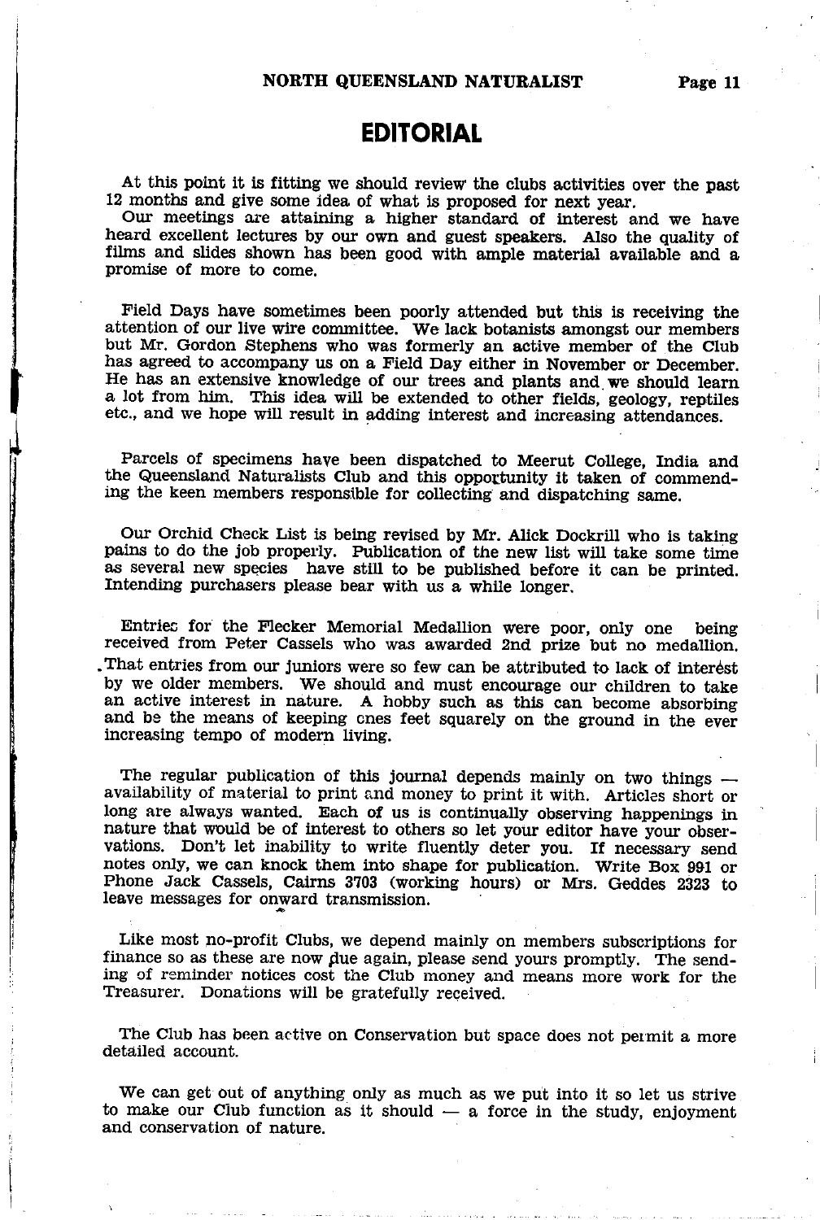# EDITORIAL

At this point it is fitting we should review the clubs activities over the past 12 months and give some idea of what is proposed for next year.

Our meetings are attaining a higher standard of interest and we have heard excellent lectures by our own and guest speakers. Also the quality of films and slides shown has been good with ample material available and a promise of more to come.

Field Days have sometimes been poorly attended but this is receiving the attention of our live wire committee. We lack botanists amongst our members but Mr. Gordon Stephens who was formerly an active member of the Club has agreed to accompany us on a Field Day either in November or December. He has an extensive knowledge of our trees and plants and we should learn a lot from him. This idea will be extended to other fields, geology, reptiles etc., and we hope will result in adding interest and increasing attendances.

Parcels of specimens have been dispatched to Meerut College, India and the Queensland Naturalists Club and this opportunity it taken of commending the keen members responsible for collecting and dispatching same.

Our Orchid Check List is being revised by Mr. Alick Dockrill who is taking pains to do the job properly. Publication of the new list will take some time as several new species have still to be published before it can be printed. Intending purchasers please bear with us a while longer.

Entries for the Flecker Memorial Medallion were poor, only one being received from Peter Cassels who was awarded 2nd prize but no medallion. That entries from our juniors were so few can be attributed to lack of interest by we older members. We should and must encourage our children to take an active interest in nature. A hobby such as this can become absorbing and be the means of keeping ones feet squarely on the ground in the ever increasing tempo of modern living.

The regular publication of this journal depends mainly on two things — availability of material to print and money to print it with. Articles short or long are always wanted. Each of us is continually observing happenings in nature that would be of interest to others so let your editor have your observations. Don't let inability to write fluently deter you. If necessary send notes only, we can knock them into shape for publication. Write Box 991 or Phone Jack Cassels, Cairns 3703 (working hours) or Mrs. Geddes 2323 to leave messages for onward transmission.

Like most no-profit Clubs, we depend mainly on members subscriptions for finance so as these are now due again, please send yours promptly. The sending of reminder notices cost the Club money and means more work for the Treasurer. Donations will be gratefully received.

The Club has been active on Conservation but space does not permit a more detailed account.

We can get out of anything only as much as we put into it so let us strive to make our Club function as it should — a force in the study, enjoyment and conservation of nature.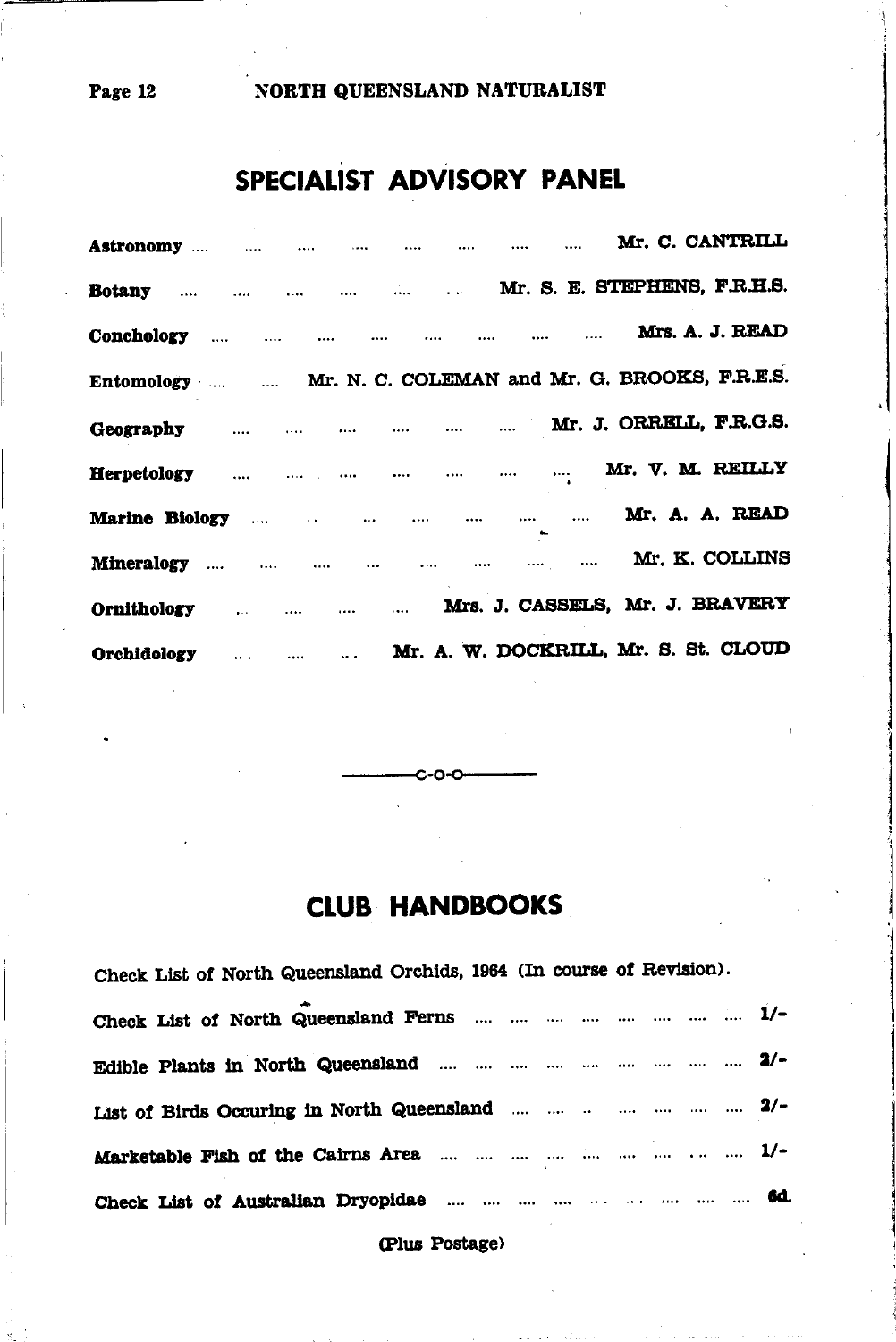## SPECIALIST ADVISORY PANEL

| | |
|---|---|
| Astronomy | Mr. C. CANTRILL |
| Botany | Mr. S. E. STEPHENS, F.R.H.S. |
| Conchology | Mrs. A. J. READ |
| Entomology | Mr. N. C. COLEMAN and Mr. G. BROOKS, F.R.E.S. |
| Geography | Mr. J. ORRELL, F.R.G.S. |
| Herpetology | Mr. V. M. REILLY |
| Marine Biology | Mr. A. A. READ |
| Mineralogy | Mr. K. COLLINS |
| Ornithology | Mrs. J. CASSELS, Mr. J. BRAVERY |
| Orchidology | Mr. A. W. DOCKRILL, Mr. S. St. CLOUD |

———o-O-o———

## CLUB HANDBOOKS

Check List of North Queensland Orchids, 1964 (In course of Revision).

| | |
|---|---|
| Check List of North Queensland Ferns | 1/- |
| Edible Plants in North Queensland | 2/- |
| List of Birds Occuring in North Queensland | 2/- |
| Marketable Fish of the Cairns Area | 1/- |
| Check List of Australian Dryopidae | 6d. |

(Plus Postage)